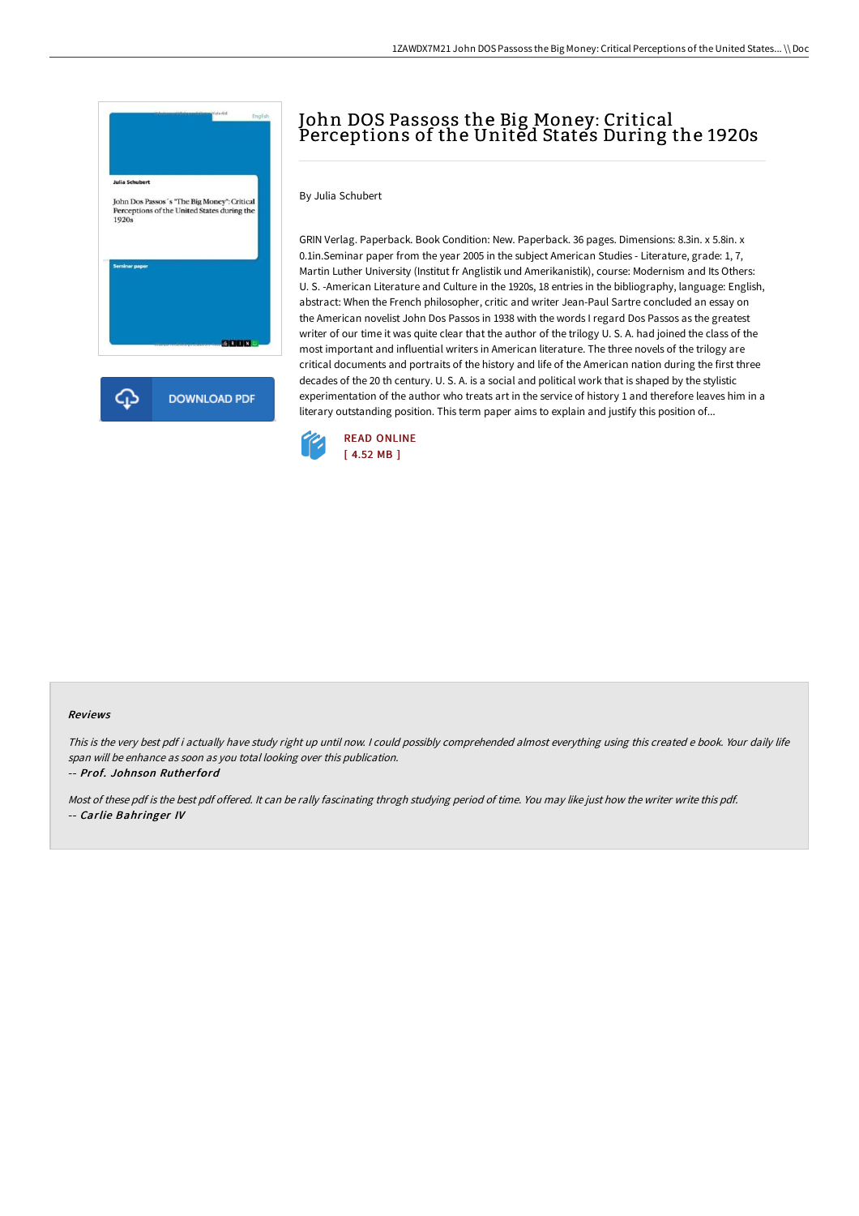# John DOS Passoss the Big Money: Critical Perceptions of the United States During the 1920s

By Julia Schubert

GRIN Verlag. Paperback. Book Condition: New. Paperback. 36 pages. Dimensions: 8.3in. x 5.8in. x 0.1in.Seminar paper from the year 2005 in the subject American Studies - Literature, grade: 1, 7, Martin Luther University (Institut fr Anglistik und Amerikanistik), course: Modernism and Its Others: U. S. -American Literature and Culture in the 1920s, 18 entries in the bibliography, language: English, abstract: When the French philosopher, critic and writer Jean-Paul Sartre concluded an essay on the American novelist John Dos Passos in 1938 with the words I regard Dos Passos as the greatest writer of our time it was quite clear that the author of the trilogy U. S. A. had joined the class of the most important and influential writers in American literature. The three novels of the trilogy are critical documents and portraits of the history and life of the American nation during the first three decades of the 20 th century. U. S. A. is a social and political work that is shaped by the stylistic experimentation of the author who treats art in the service of history 1 and therefore leaves him in a literary outstanding position. This term paper aims to explain and justify this position of...

DOWNLOAD PDF

READ ONLINE
[ 4.52 MB ]

### Reviews

*This is the very best pdf i actually have study right up until now. I could possibly comprehended almost everything using this created e book. Your daily life span will be enhance as soon as you total looking over this publication.*

-- *Prof. Johnson Rutherford*

*Most of these pdf is the best pdf offered. It can be rally fascinating throgh studying period of time. You may like just how the writer write this pdf.*

-- *Carlie Bahringer IV*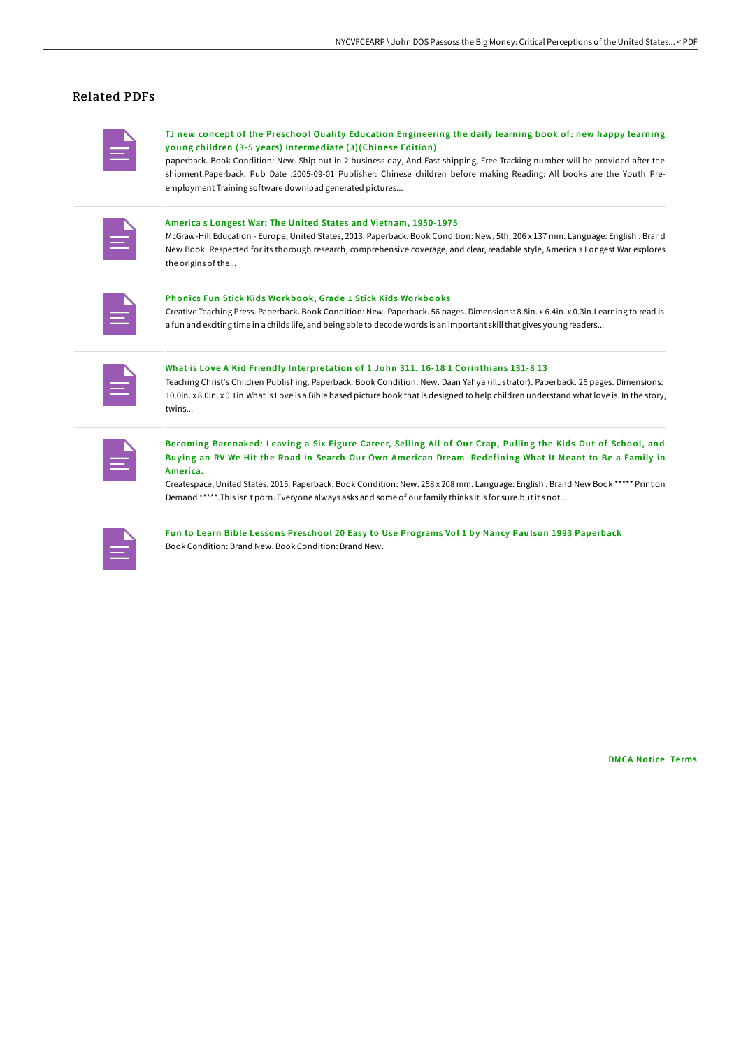## Related PDFs

### TJ new concept of the Preschool Quality Education Engineering the daily learning book of: new happy learning young children (3-5 years) Intermediate (3)(Chinese Edition)

paperback. Book Condition: New. Ship out in 2 business day, And Fast shipping, Free Tracking number will be provided after the shipment.Paperback. Pub Date :2005-09-01 Publisher: Chinese children before making Reading: All books are the Youth Pre-employment Training software download generated pictures...

### America s Longest War: The United States and Vietnam, 1950-1975

McGraw-Hill Education - Europe, United States, 2013. Paperback. Book Condition: New. 5th. 206 x 137 mm. Language: English . Brand New Book. Respected for its thorough research, comprehensive coverage, and clear, readable style, America s Longest War explores the origins of the...

### Phonics Fun Stick Kids Workbook, Grade 1 Stick Kids Workbooks

Creative Teaching Press. Paperback. Book Condition: New. Paperback. 56 pages. Dimensions: 8.8in. x 6.4in. x 0.3in.Learning to read is a fun and exciting time in a childs life, and being able to decode words is an important skill that gives young readers...

### What is Love A Kid Friendly Interpretation of 1 John 311, 16-18 1 Corinthians 131-8 13

Teaching Christ's Children Publishing. Paperback. Book Condition: New. Daan Yahya (illustrator). Paperback. 26 pages. Dimensions: 10.0in. x 8.0in. x 0.1in.What is Love is a Bible based picture book that is designed to help children understand what love is. In the story, twins...

### Becoming Barenaked: Leaving a Six Figure Career, Selling All of Our Crap, Pulling the Kids Out of School, and Buying an RV We Hit the Road in Search Our Own American Dream. Redefining What It Meant to Be a Family in America.

Createspace, United States, 2015. Paperback. Book Condition: New. 258 x 208 mm. Language: English . Brand New Book ***** Print on Demand *****.This isn t porn. Everyone always asks and some of our family thinks it is for sure.but it s not....

### Fun to Learn Bible Lessons Preschool 20 Easy to Use Programs Vol 1 by Nancy Paulson 1993 Paperback

Book Condition: Brand New. Book Condition: Brand New.

DMCA Notice | Terms